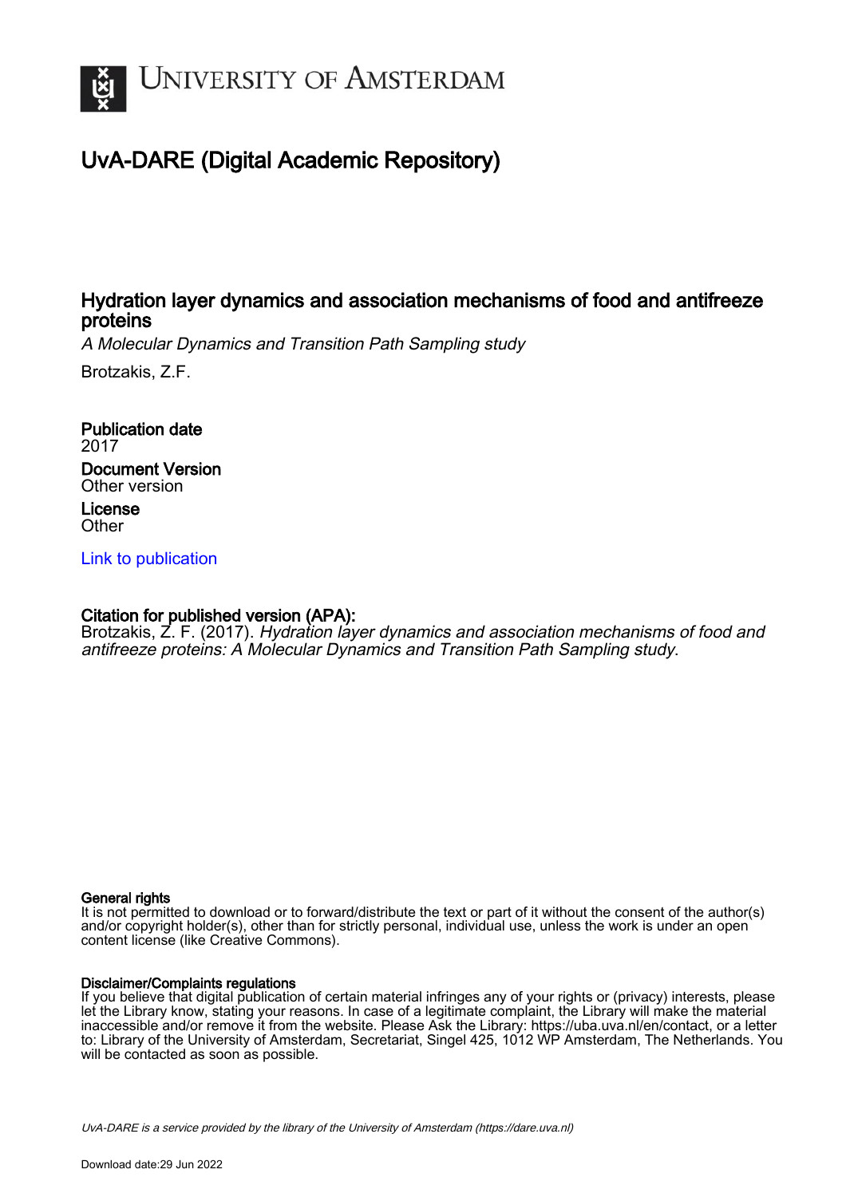# UNIVERSITY OF AMSTERDAM

## UvA-DARE (Digital Academic Repository)

### Hydration layer dynamics and association mechanisms of food and antifreeze proteins

*A Molecular Dynamics and Transition Path Sampling study*

Brotzakis, Z.F.

**Publication date**
2017

**Document Version**
Other version

**License**
Other

[Link to publication]

**Citation for published version (APA):**
Brotzakis, Z. F. (2017). *Hydration layer dynamics and association mechanisms of food and antifreeze proteins: A Molecular Dynamics and Transition Path Sampling study*.

**General rights**
It is not permitted to download or to forward/distribute the text or part of it without the consent of the author(s) and/or copyright holder(s), other than for strictly personal, individual use, unless the work is under an open content license (like Creative Commons).

**Disclaimer/Complaints regulations**
If you believe that digital publication of certain material infringes any of your rights or (privacy) interests, please let the Library know, stating your reasons. In case of a legitimate complaint, the Library will make the material inaccessible and/or remove it from the website. Please Ask the Library: https://uba.uva.nl/en/contact, or a letter to: Library of the University of Amsterdam, Secretariat, Singel 425, 1012 WP Amsterdam, The Netherlands. You will be contacted as soon as possible.

*UvA-DARE is a service provided by the library of the University of Amsterdam (https://dare.uva.nl)*

Download date:29 Jun 2022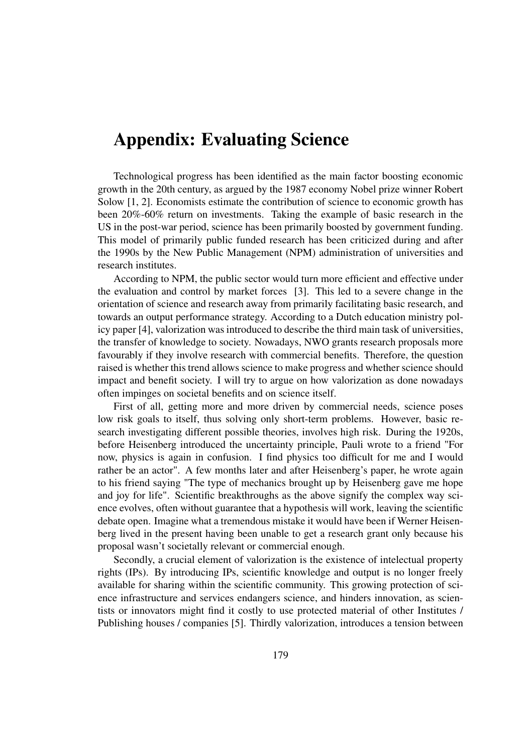# Appendix: Evaluating Science

Technological progress has been identified as the main factor boosting economic growth in the 20th century, as argued by the 1987 economy Nobel prize winner Robert Solow [1, 2]. Economists estimate the contribution of science to economic growth has been 20%-60% return on investments. Taking the example of basic research in the US in the post-war period, science has been primarily boosted by government funding. This model of primarily public funded research has been criticized during and after the 1990s by the New Public Management (NPM) administration of universities and research institutes.

According to NPM, the public sector would turn more efficient and effective under the evaluation and control by market forces [3]. This led to a severe change in the orientation of science and research away from primarily facilitating basic research, and towards an output performance strategy. According to a Dutch education ministry policy paper [4], valorization was introduced to describe the third main task of universities, the transfer of knowledge to society. Nowadays, NWO grants research proposals more favourably if they involve research with commercial benefits. Therefore, the question raised is whether this trend allows science to make progress and whether science should impact and benefit society. I will try to argue on how valorization as done nowadays often impinges on societal benefits and on science itself.

First of all, getting more and more driven by commercial needs, science poses low risk goals to itself, thus solving only short-term problems. However, basic research investigating different possible theories, involves high risk. During the 1920s, before Heisenberg introduced the uncertainty principle, Pauli wrote to a friend "For now, physics is again in confusion. I find physics too difficult for me and I would rather be an actor". A few months later and after Heisenberg's paper, he wrote again to his friend saying "The type of mechanics brought up by Heisenberg gave me hope and joy for life". Scientific breakthroughs as the above signify the complex way science evolves, often without guarantee that a hypothesis will work, leaving the scientific debate open. Imagine what a tremendous mistake it would have been if Werner Heisenberg lived in the present having been unable to get a research grant only because his proposal wasn't societally relevant or commercial enough.

Secondly, a crucial element of valorization is the existence of intelectual property rights (IPs). By introducing IPs, scientific knowledge and output is no longer freely available for sharing within the scientific community. This growing protection of science infrastructure and services endangers science, and hinders innovation, as scientists or innovators might find it costly to use protected material of other Institutes / Publishing houses / companies [5]. Thirdly valorization, introduces a tension between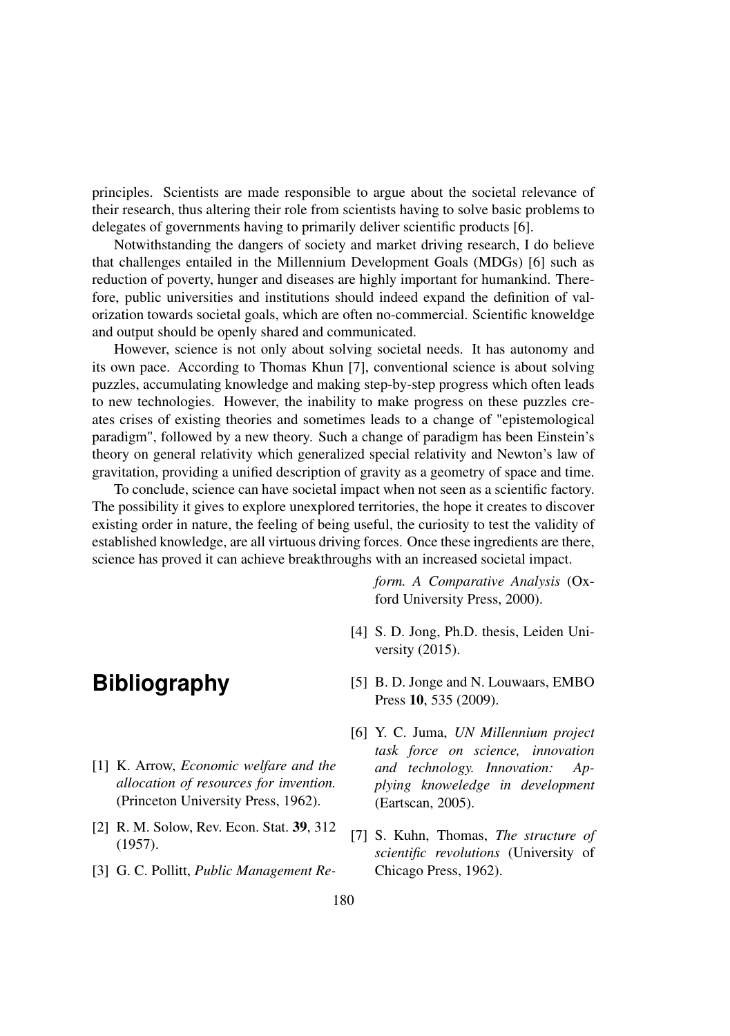principles. Scientists are made responsible to argue about the societal relevance of their research, thus altering their role from scientists having to solve basic problems to delegates of governments having to primarily deliver scientific products [6].

Notwithstanding the dangers of society and market driving research, I do believe that challenges entailed in the Millennium Development Goals (MDGs) [6] such as reduction of poverty, hunger and diseases are highly important for humankind. Therefore, public universities and institutions should indeed expand the definition of valorization towards societal goals, which are often no-commercial. Scientific knoweldge and output should be openly shared and communicated.

However, science is not only about solving societal needs. It has autonomy and its own pace. According to Thomas Khun [7], conventional science is about solving puzzles, accumulating knowledge and making step-by-step progress which often leads to new technologies. However, the inability to make progress on these puzzles creates crises of existing theories and sometimes leads to a change of "epistemological paradigm", followed by a new theory. Such a change of paradigm has been Einstein's theory on general relativity which generalized special relativity and Newton's law of gravitation, providing a unified description of gravity as a geometry of space and time.

To conclude, science can have societal impact when not seen as a scientific factory. The possibility it gives to explore unexplored territories, the hope it creates to discover existing order in nature, the feeling of being useful, the curiosity to test the validity of established knowledge, are all virtuous driving forces. Once these ingredients are there, science has proved it can achieve breakthroughs with an increased societal impact.

## Bibliography

[1] K. Arrow, *Economic welfare and the allocation of resources for invention.* (Princeton University Press, 1962).

[2] R. M. Solow, Rev. Econ. Stat. **39**, 312 (1957).

[3] G. C. Pollitt, *Public Management Reform. A Comparative Analysis* (Oxford University Press, 2000).

[4] S. D. Jong, Ph.D. thesis, Leiden University (2015).

[5] B. D. Jonge and N. Louwaars, EMBO Press **10**, 535 (2009).

[6] Y. C. Juma, *UN Millennium project task force on science, innovation and technology. Innovation: Applying knoweledge in development* (Eartscan, 2005).

[7] S. Kuhn, Thomas, *The structure of scientific revolutions* (University of Chicago Press, 1962).